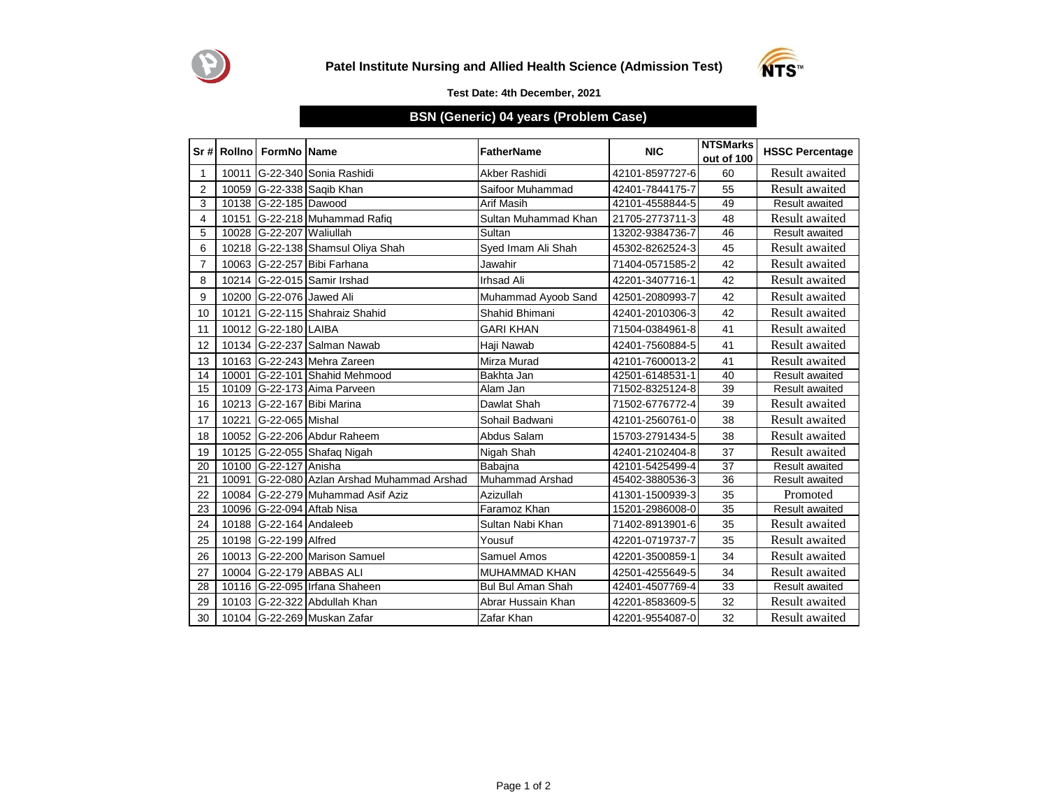# Patel Institute Nursing and Allied Health Science (Admission Test)

**Test Date: 4th December, 2021**

## BSN (Generic) 04 years (Problem Case)

| Sr # | Rollno | FormNo | Name | FatherName | NIC | NTSMarks out of 100 | HSSC Percentage |
|---|---|---|---|---|---|---|---|
| 1 | 10011 | G-22-340 | Sonia Rashidi | Akber Rashidi | 42101-8597727-6 | 60 | Result awaited |
| 2 | 10059 | G-22-338 | Saqib Khan | Saifoor Muhammad | 42401-7844175-7 | 55 | Result awaited |
| 3 | 10138 | G-22-185 | Dawood | Arif Masih | 42101-4558844-5 | 49 | Result awaited |
| 4 | 10151 | G-22-218 | Muhammad Rafiq | Sultan Muhammad Khan | 21705-2773711-3 | 48 | Result awaited |
| 5 | 10028 | G-22-207 | Waliullah | Sultan | 13202-9384736-7 | 46 | Result awaited |
| 6 | 10218 | G-22-138 | Shamsul Oliya Shah | Syed Imam Ali Shah | 45302-8262524-3 | 45 | Result awaited |
| 7 | 10063 | G-22-257 | Bibi Farhana | Jawahir | 71404-0571585-2 | 42 | Result awaited |
| 8 | 10214 | G-22-015 | Samir Irshad | Irhsad Ali | 42201-3407716-1 | 42 | Result awaited |
| 9 | 10200 | G-22-076 | Jawed Ali | Muhammad Ayoob Sand | 42501-2080993-7 | 42 | Result awaited |
| 10 | 10121 | G-22-115 | Shahraiz Shahid | Shahid Bhimani | 42401-2010306-3 | 42 | Result awaited |
| 11 | 10012 | G-22-180 | LAIBA | GARI KHAN | 71504-0384961-8 | 41 | Result awaited |
| 12 | 10134 | G-22-237 | Salman Nawab | Haji Nawab | 42401-7560884-5 | 41 | Result awaited |
| 13 | 10163 | G-22-243 | Mehra Zareen | Mirza Murad | 42101-7600013-2 | 41 | Result awaited |
| 14 | 10001 | G-22-101 | Shahid Mehmood | Bakhta Jan | 42501-6148531-1 | 40 | Result awaited |
| 15 | 10109 | G-22-173 | Aima Parveen | Alam Jan | 71502-8325124-8 | 39 | Result awaited |
| 16 | 10213 | G-22-167 | Bibi Marina | Dawlat Shah | 71502-6776772-4 | 39 | Result awaited |
| 17 | 10221 | G-22-065 | Mishal | Sohail Badwani | 42101-2560761-0 | 38 | Result awaited |
| 18 | 10052 | G-22-206 | Abdur Raheem | Abdus Salam | 15703-2791434-5 | 38 | Result awaited |
| 19 | 10125 | G-22-055 | Shafaq Nigah | Nigah Shah | 42401-2102404-8 | 37 | Result awaited |
| 20 | 10100 | G-22-127 | Anisha | Babajna | 42101-5425499-4 | 37 | Result awaited |
| 21 | 10091 | G-22-080 | Azlan Arshad Muhammad Arshad | Muhammad Arshad | 45402-3880536-3 | 36 | Result awaited |
| 22 | 10084 | G-22-279 | Muhammad Asif Aziz | Azizullah | 41301-1500939-3 | 35 | Promoted |
| 23 | 10096 | G-22-094 | Aftab Nisa | Faramoz Khan | 15201-2986008-0 | 35 | Result awaited |
| 24 | 10188 | G-22-164 | Andaleeb | Sultan Nabi Khan | 71402-8913901-6 | 35 | Result awaited |
| 25 | 10198 | G-22-199 | Alfred | Yousuf | 42201-0719737-7 | 35 | Result awaited |
| 26 | 10013 | G-22-200 | Marison Samuel | Samuel Amos | 42201-3500859-1 | 34 | Result awaited |
| 27 | 10004 | G-22-179 | ABBAS ALI | MUHAMMAD KHAN | 42501-4255649-5 | 34 | Result awaited |
| 28 | 10116 | G-22-095 | Irfana Shaheen | Bul Bul Aman Shah | 42401-4507769-4 | 33 | Result awaited |
| 29 | 10103 | G-22-322 | Abdullah Khan | Abrar Hussain Khan | 42201-8583609-5 | 32 | Result awaited |
| 30 | 10104 | G-22-269 | Muskan Zafar | Zafar Khan | 42201-9554087-0 | 32 | Result awaited |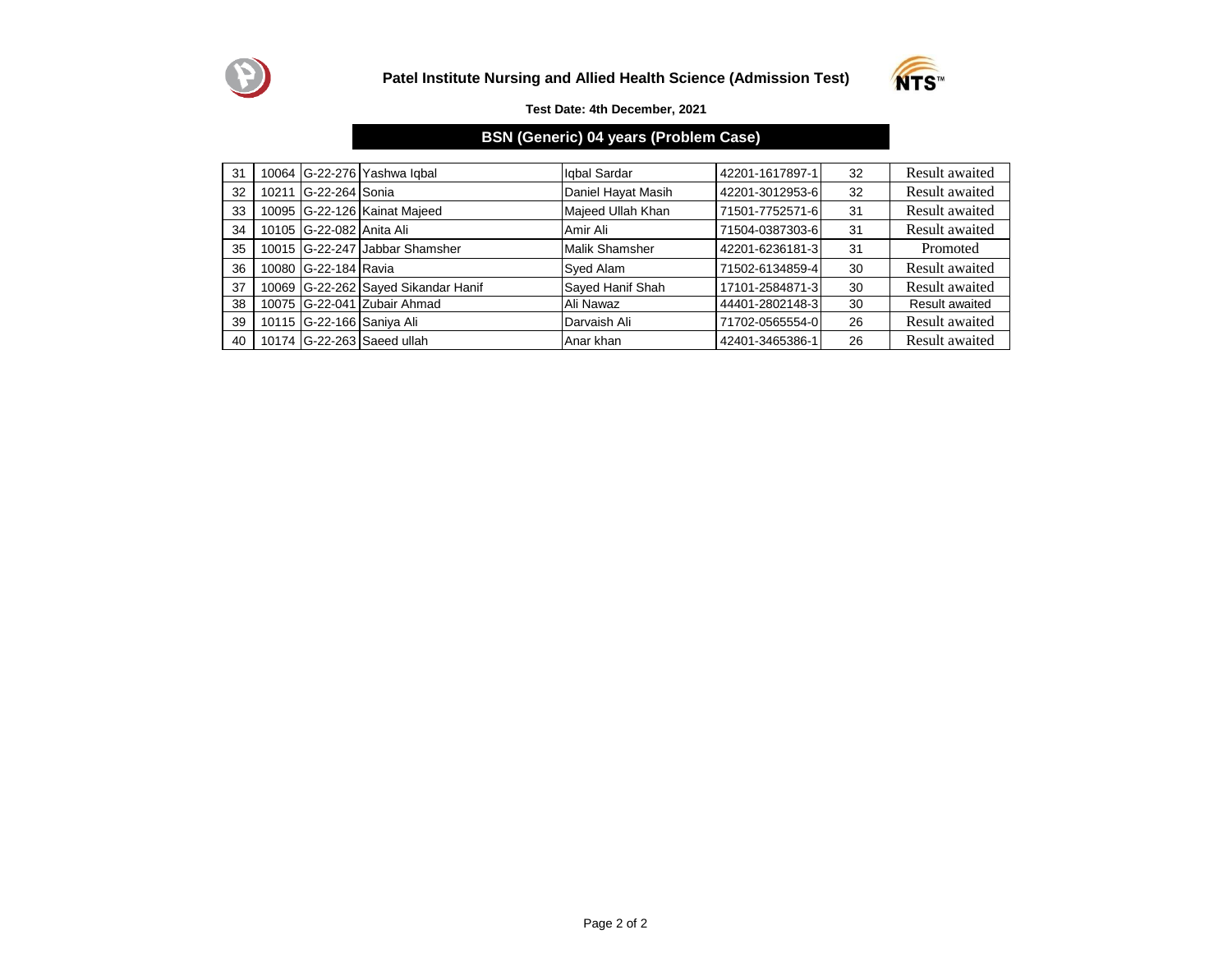**Patel Institute Nursing and Allied Health Science (Admission Test)**

**Test Date: 4th December, 2021**

## BSN (Generic) 04 years (Problem Case)

| | | | | | | | |
|---|---|---|---|---|---|---|---|
| 31 | 10064 | G-22-276 | Yashwa Iqbal | Iqbal Sardar | 42201-1617897-1 | 32 | Result awaited |
| 32 | 10211 | G-22-264 | Sonia | Daniel Hayat Masih | 42201-3012953-6 | 32 | Result awaited |
| 33 | 10095 | G-22-126 | Kainat Majeed | Majeed Ullah Khan | 71501-7752571-6 | 31 | Result awaited |
| 34 | 10105 | G-22-082 | Anita Ali | Amir Ali | 71504-0387303-6 | 31 | Result awaited |
| 35 | 10015 | G-22-247 | Jabbar Shamsher | Malik Shamsher | 42201-6236181-3 | 31 | Promoted |
| 36 | 10080 | G-22-184 | Ravia | Syed Alam | 71502-6134859-4 | 30 | Result awaited |
| 37 | 10069 | G-22-262 | Sayed Sikandar Hanif | Sayed Hanif Shah | 17101-2584871-3 | 30 | Result awaited |
| 38 | 10075 | G-22-041 | Zubair Ahmad | Ali Nawaz | 44401-2802148-3 | 30 | Result awaited |
| 39 | 10115 | G-22-166 | Saniya Ali | Darvaish Ali | 71702-0565554-0 | 26 | Result awaited |
| 40 | 10174 | G-22-263 | Saeed ullah | Anar khan | 42401-3465386-1 | 26 | Result awaited |